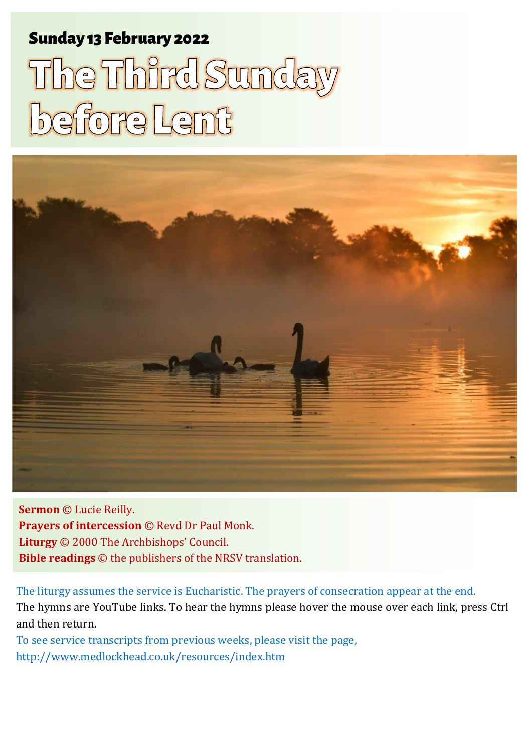**Sunday 13 February 2022**

# The Third Sunday before Lent

**Sermon** © Lucie Reilly.
**Prayers of intercession** © Revd Dr Paul Monk.
**Liturgy** © 2000 The Archbishops' Council.
**Bible readings** © the publishers of the NRSV translation.

The liturgy assumes the service is Eucharistic. The prayers of consecration appear at the end.
The hymns are YouTube links. To hear the hymns please hover the mouse over each link, press Ctrl and then return.
To see service transcripts from previous weeks, please visit the page,
http://www.medlockhead.co.uk/resources/index.htm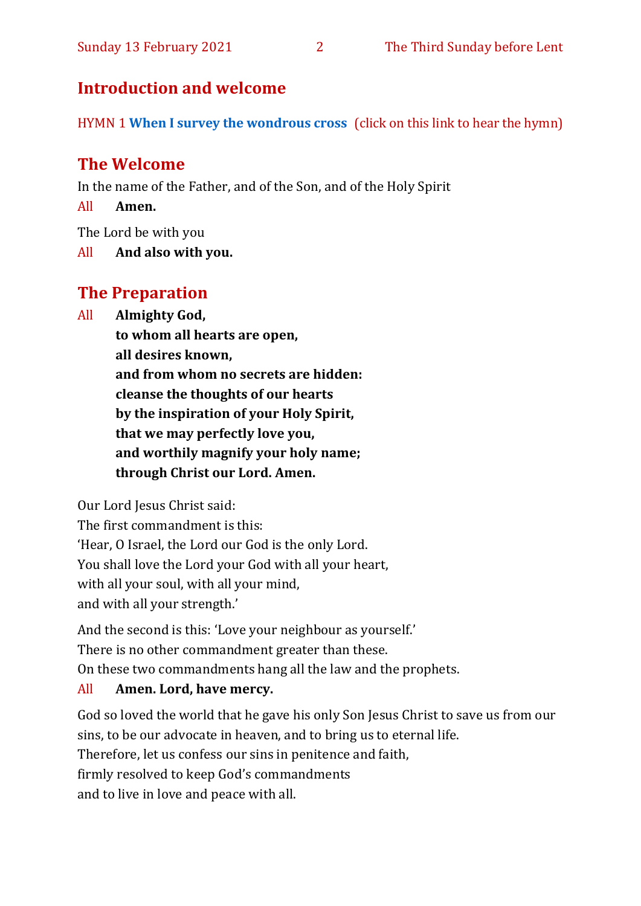## Introduction and welcome

HYMN 1 **When I survey the wondrous cross** (click on this link to hear the hymn)

## The Welcome

In the name of the Father, and of the Son, and of the Holy Spirit

All **Amen.**

The Lord be with you

All **And also with you.**

## The Preparation

All **Almighty God,**
**to whom all hearts are open,**
**all desires known,**
**and from whom no secrets are hidden:**
**cleanse the thoughts of our hearts**
**by the inspiration of your Holy Spirit,**
**that we may perfectly love you,**
**and worthily magnify your holy name;**
**through Christ our Lord. Amen.**

Our Lord Jesus Christ said:
The first commandment is this:
'Hear, O Israel, the Lord our God is the only Lord.
You shall love the Lord your God with all your heart,
with all your soul, with all your mind,
and with all your strength.'

And the second is this: 'Love your neighbour as yourself.'
There is no other commandment greater than these.
On these two commandments hang all the law and the prophets.

All **Amen. Lord, have mercy.**

God so loved the world that he gave his only Son Jesus Christ to save us from our sins, to be our advocate in heaven, and to bring us to eternal life.
Therefore, let us confess our sins in penitence and faith,
firmly resolved to keep God's commandments
and to live in love and peace with all.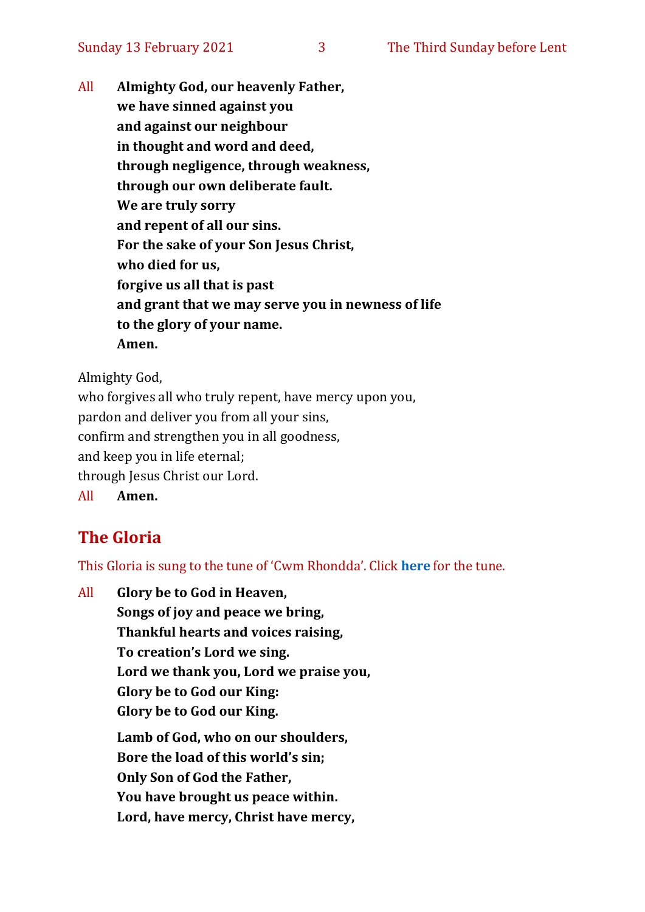All **Almighty God, our heavenly Father,**
**we have sinned against you**
**and against our neighbour**
**in thought and word and deed,**
**through negligence, through weakness,**
**through our own deliberate fault.**
**We are truly sorry**
**and repent of all our sins.**
**For the sake of your Son Jesus Christ,**
**who died for us,**
**forgive us all that is past**
**and grant that we may serve you in newness of life**
**to the glory of your name.**
**Amen.**

Almighty God,
who forgives all who truly repent, have mercy upon you,
pardon and deliver you from all your sins,
confirm and strengthen you in all goodness,
and keep you in life eternal;
through Jesus Christ our Lord.

All **Amen.**

## The Gloria

This Gloria is sung to the tune of 'Cwm Rhondda'. Click **here** for the tune.

All **Glory be to God in Heaven,**
**Songs of joy and peace we bring,**
**Thankful hearts and voices raising,**
**To creation's Lord we sing.**
**Lord we thank you, Lord we praise you,**
**Glory be to God our King:**
**Glory be to God our King.**

**Lamb of God, who on our shoulders,**
**Bore the load of this world's sin;**
**Only Son of God the Father,**
**You have brought us peace within.**
**Lord, have mercy, Christ have mercy,**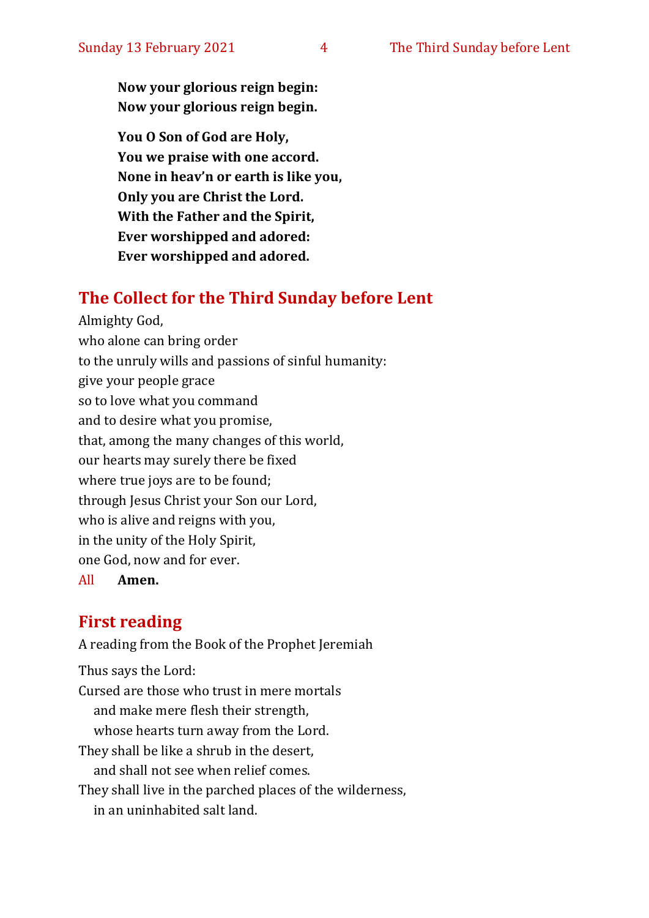**Now your glorious reign begin:**
**Now your glorious reign begin.**

**You O Son of God are Holy,**
**You we praise with one accord.**
**None in heav'n or earth is like you,**
**Only you are Christ the Lord.**
**With the Father and the Spirit,**
**Ever worshipped and adored:**
**Ever worshipped and adored.**

## The Collect for the Third Sunday before Lent

Almighty God,
who alone can bring order
to the unruly wills and passions of sinful humanity:
give your people grace
so to love what you command
and to desire what you promise,
that, among the many changes of this world,
our hearts may surely there be fixed
where true joys are to be found;
through Jesus Christ your Son our Lord,
who is alive and reigns with you,
in the unity of the Holy Spirit,
one God, now and for ever.
All **Amen.**

## First reading

A reading from the Book of the Prophet Jeremiah

Thus says the Lord:
Cursed are those who trust in mere mortals
  and make mere flesh their strength,
  whose hearts turn away from the Lord.
They shall be like a shrub in the desert,
  and shall not see when relief comes.
They shall live in the parched places of the wilderness,
  in an uninhabited salt land.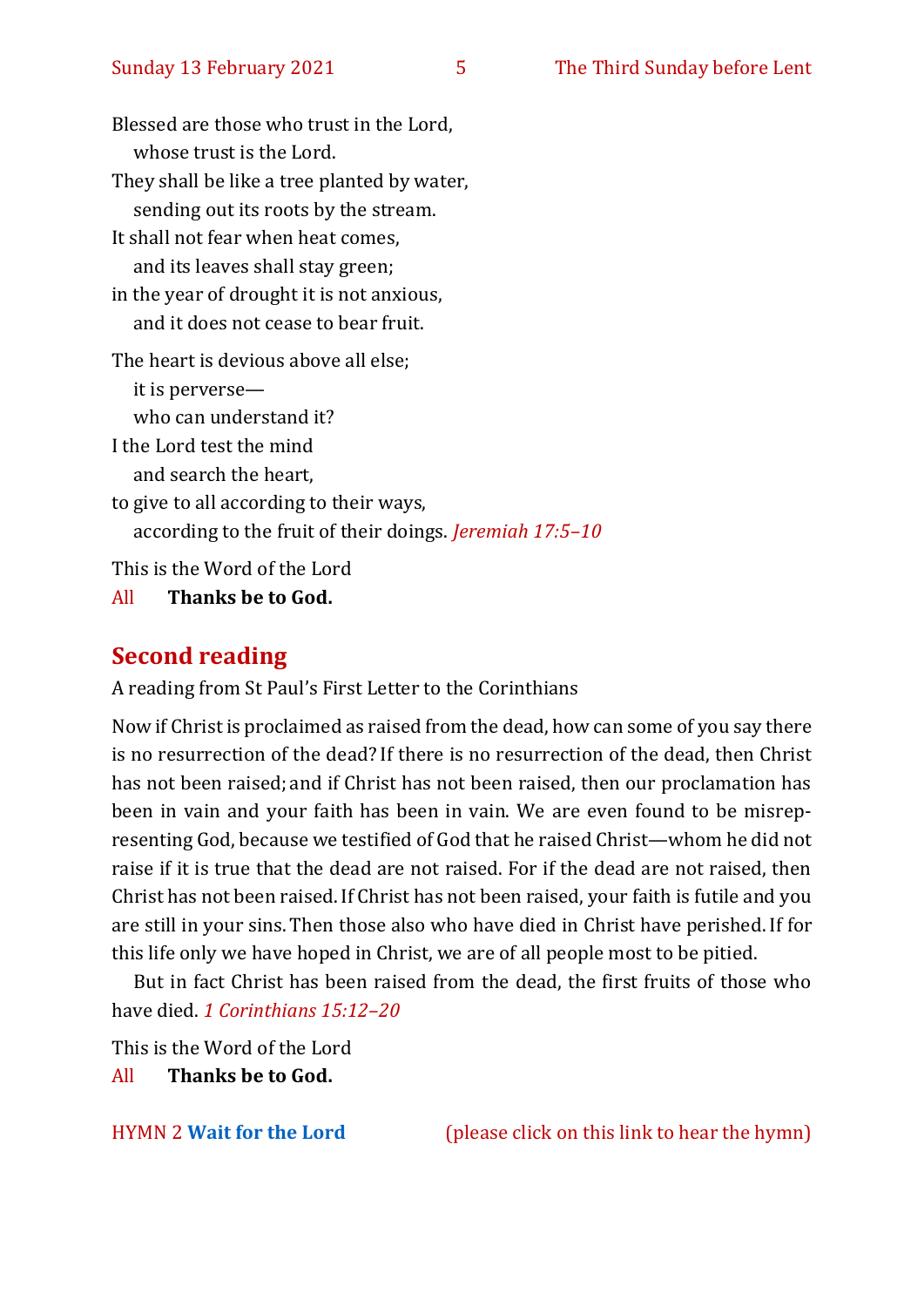Blessed are those who trust in the Lord,
   whose trust is the Lord.
They shall be like a tree planted by water,
   sending out its roots by the stream.
It shall not fear when heat comes,
   and its leaves shall stay green;
in the year of drought it is not anxious,
   and it does not cease to bear fruit.

The heart is devious above all else;
   it is perverse—
   who can understand it?
I the Lord test the mind
   and search the heart,
to give to all according to their ways,
   according to the fruit of their doings. *Jeremiah 17:5–10*

This is the Word of the Lord
All **Thanks be to God.**

## Second reading

A reading from St Paul's First Letter to the Corinthians

Now if Christ is proclaimed as raised from the dead, how can some of you say there is no resurrection of the dead? If there is no resurrection of the dead, then Christ has not been raised; and if Christ has not been raised, then our proclamation has been in vain and your faith has been in vain. We are even found to be misrepresenting God, because we testified of God that he raised Christ—whom he did not raise if it is true that the dead are not raised. For if the dead are not raised, then Christ has not been raised. If Christ has not been raised, your faith is futile and you are still in your sins. Then those also who have died in Christ have perished. If for this life only we have hoped in Christ, we are of all people most to be pitied.

But in fact Christ has been raised from the dead, the first fruits of those who have died. *1 Corinthians 15:12–20*

This is the Word of the Lord
All **Thanks be to God.**

HYMN 2 **Wait for the Lord** (please click on this link to hear the hymn)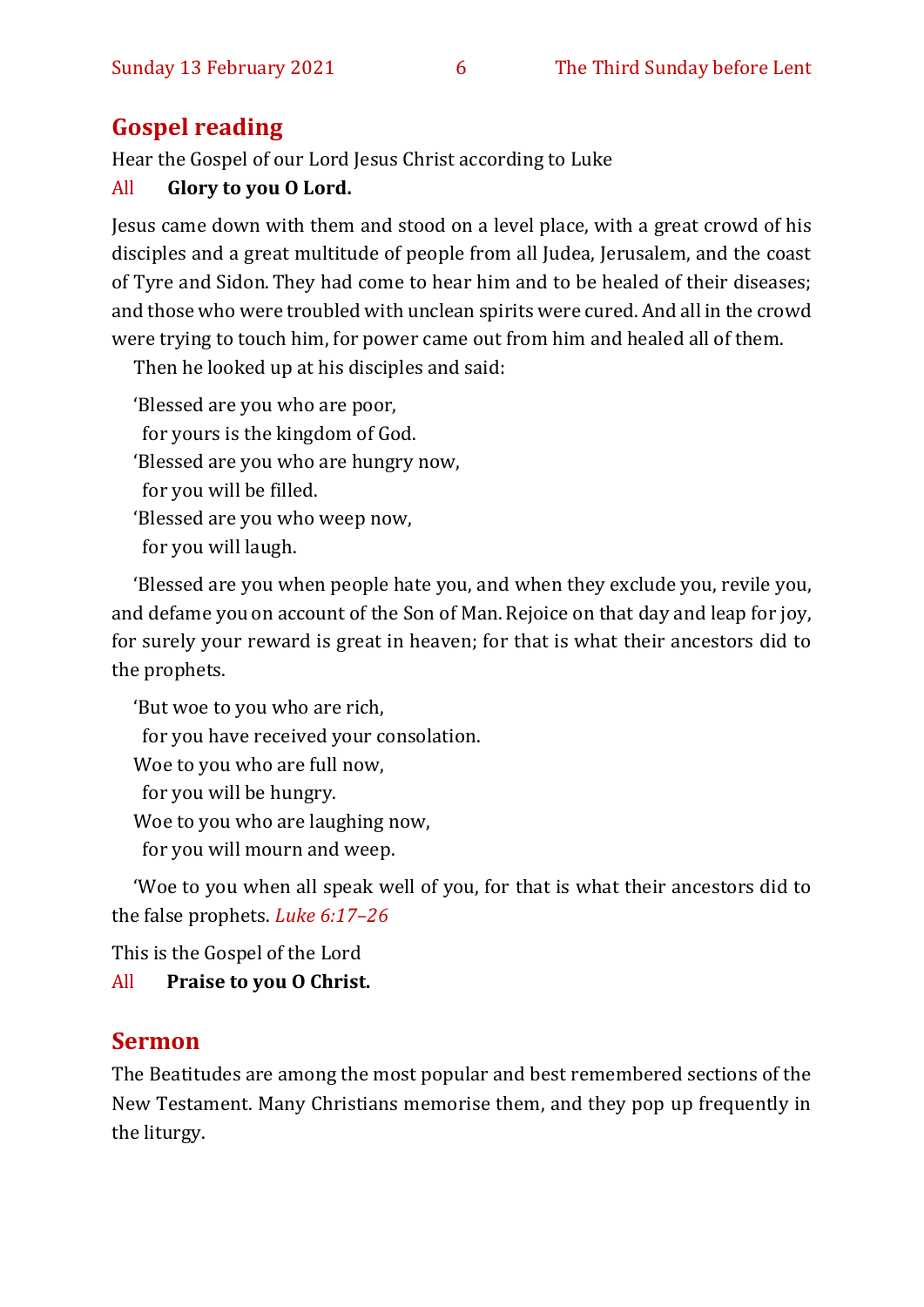## Gospel reading

Hear the Gospel of our Lord Jesus Christ according to Luke

All **Glory to you O Lord.**

Jesus came down with them and stood on a level place, with a great crowd of his disciples and a great multitude of people from all Judea, Jerusalem, and the coast of Tyre and Sidon. They had come to hear him and to be healed of their diseases; and those who were troubled with unclean spirits were cured. And all in the crowd were trying to touch him, for power came out from him and healed all of them.

Then he looked up at his disciples and said:

'Blessed are you who are poor,
for yours is the kingdom of God.
'Blessed are you who are hungry now,
for you will be filled.
'Blessed are you who weep now,
for you will laugh.

'Blessed are you when people hate you, and when they exclude you, revile you, and defame you on account of the Son of Man. Rejoice on that day and leap for joy, for surely your reward is great in heaven; for that is what their ancestors did to the prophets.

'But woe to you who are rich,
for you have received your consolation.
Woe to you who are full now,
for you will be hungry.
Woe to you who are laughing now,
for you will mourn and weep.

'Woe to you when all speak well of you, for that is what their ancestors did to the false prophets. *Luke 6:17–26*

This is the Gospel of the Lord

All **Praise to you O Christ.**

## Sermon

The Beatitudes are among the most popular and best remembered sections of the New Testament. Many Christians memorise them, and they pop up frequently in the liturgy.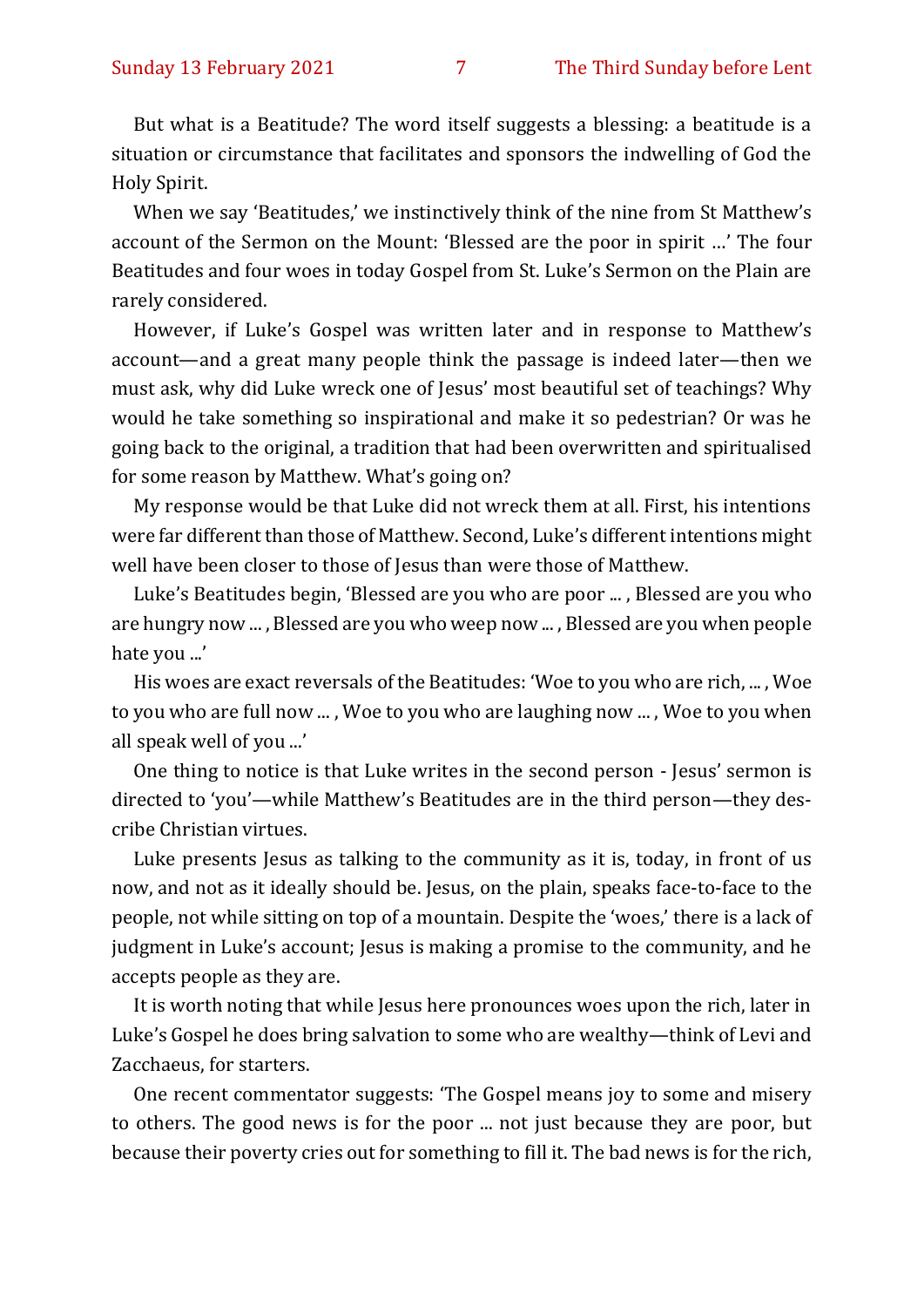But what is a Beatitude? The word itself suggests a blessing: a beatitude is a situation or circumstance that facilitates and sponsors the indwelling of God the Holy Spirit.

When we say 'Beatitudes,' we instinctively think of the nine from St Matthew's account of the Sermon on the Mount: 'Blessed are the poor in spirit …' The four Beatitudes and four woes in today Gospel from St. Luke's Sermon on the Plain are rarely considered.

However, if Luke's Gospel was written later and in response to Matthew's account—and a great many people think the passage is indeed later—then we must ask, why did Luke wreck one of Jesus' most beautiful set of teachings? Why would he take something so inspirational and make it so pedestrian? Or was he going back to the original, a tradition that had been overwritten and spiritualised for some reason by Matthew. What's going on?

My response would be that Luke did not wreck them at all. First, his intentions were far different than those of Matthew. Second, Luke's different intentions might well have been closer to those of Jesus than were those of Matthew.

Luke's Beatitudes begin, 'Blessed are you who are poor ... , Blessed are you who are hungry now ... , Blessed are you who weep now ... , Blessed are you when people hate you ...'

His woes are exact reversals of the Beatitudes: 'Woe to you who are rich, ... , Woe to you who are full now ... , Woe to you who are laughing now ... , Woe to you when all speak well of you ...'

One thing to notice is that Luke writes in the second person - Jesus' sermon is directed to 'you'—while Matthew's Beatitudes are in the third person—they describe Christian virtues.

Luke presents Jesus as talking to the community as it is, today, in front of us now, and not as it ideally should be. Jesus, on the plain, speaks face-to-face to the people, not while sitting on top of a mountain. Despite the 'woes,' there is a lack of judgment in Luke's account; Jesus is making a promise to the community, and he accepts people as they are.

It is worth noting that while Jesus here pronounces woes upon the rich, later in Luke's Gospel he does bring salvation to some who are wealthy—think of Levi and Zacchaeus, for starters.

One recent commentator suggests: 'The Gospel means joy to some and misery to others. The good news is for the poor ... not just because they are poor, but because their poverty cries out for something to fill it. The bad news is for the rich,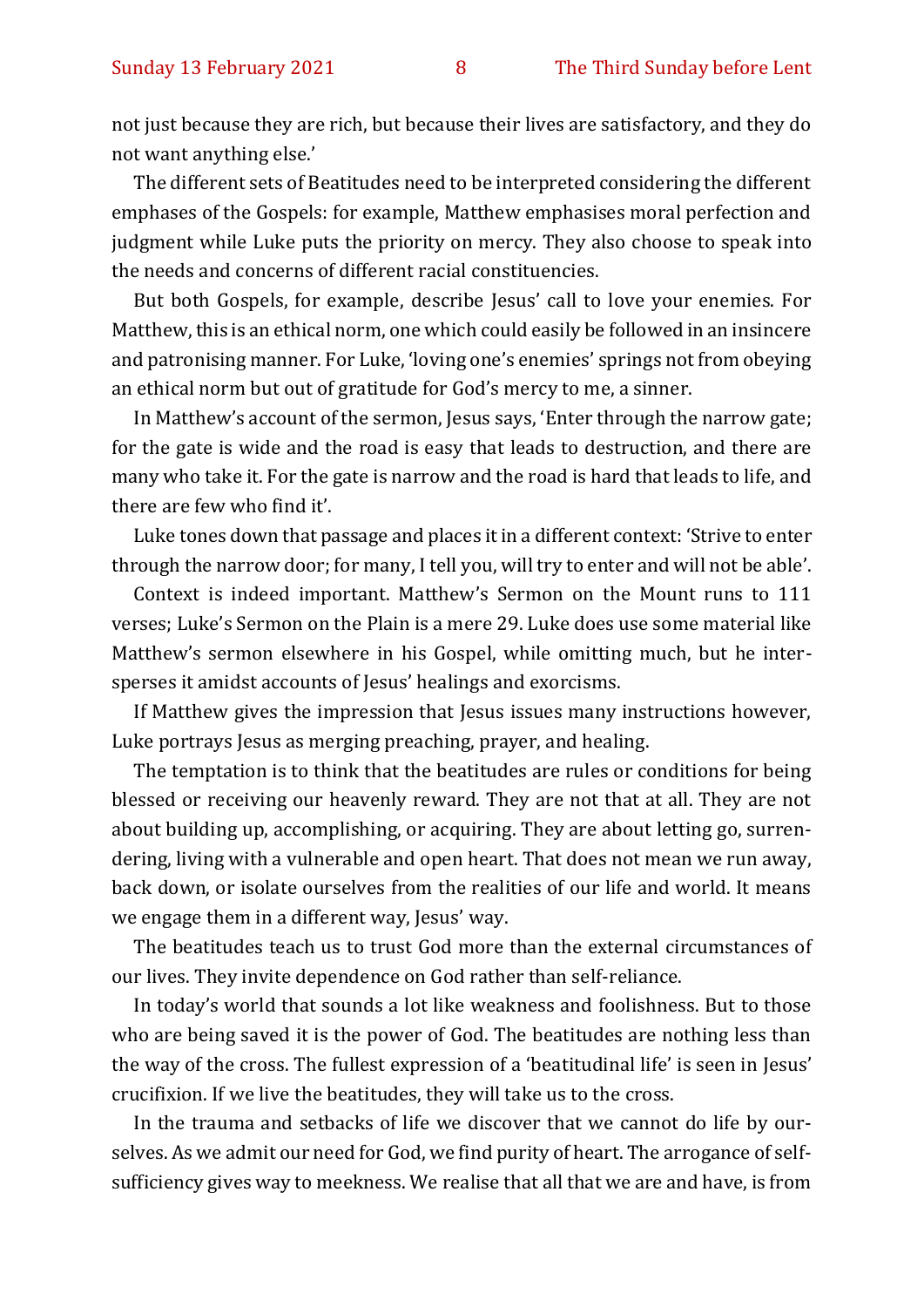not just because they are rich, but because their lives are satisfactory, and they do not want anything else.'

The different sets of Beatitudes need to be interpreted considering the different emphases of the Gospels: for example, Matthew emphasises moral perfection and judgment while Luke puts the priority on mercy. They also choose to speak into the needs and concerns of different racial constituencies.

But both Gospels, for example, describe Jesus' call to love your enemies. For Matthew, this is an ethical norm, one which could easily be followed in an insincere and patronising manner. For Luke, 'loving one's enemies' springs not from obeying an ethical norm but out of gratitude for God's mercy to me, a sinner.

In Matthew's account of the sermon, Jesus says, 'Enter through the narrow gate; for the gate is wide and the road is easy that leads to destruction, and there are many who take it. For the gate is narrow and the road is hard that leads to life, and there are few who find it'.

Luke tones down that passage and places it in a different context: 'Strive to enter through the narrow door; for many, I tell you, will try to enter and will not be able'.

Context is indeed important. Matthew's Sermon on the Mount runs to 111 verses; Luke's Sermon on the Plain is a mere 29. Luke does use some material like Matthew's sermon elsewhere in his Gospel, while omitting much, but he intersperses it amidst accounts of Jesus' healings and exorcisms.

If Matthew gives the impression that Jesus issues many instructions however, Luke portrays Jesus as merging preaching, prayer, and healing.

The temptation is to think that the beatitudes are rules or conditions for being blessed or receiving our heavenly reward. They are not that at all. They are not about building up, accomplishing, or acquiring. They are about letting go, surrendering, living with a vulnerable and open heart. That does not mean we run away, back down, or isolate ourselves from the realities of our life and world. It means we engage them in a different way, Jesus' way.

The beatitudes teach us to trust God more than the external circumstances of our lives. They invite dependence on God rather than self-reliance.

In today's world that sounds a lot like weakness and foolishness. But to those who are being saved it is the power of God. The beatitudes are nothing less than the way of the cross. The fullest expression of a 'beatitudinal life' is seen in Jesus' crucifixion. If we live the beatitudes, they will take us to the cross.

In the trauma and setbacks of life we discover that we cannot do life by ourselves. As we admit our need for God, we find purity of heart. The arrogance of self-sufficiency gives way to meekness. We realise that all that we are and have, is from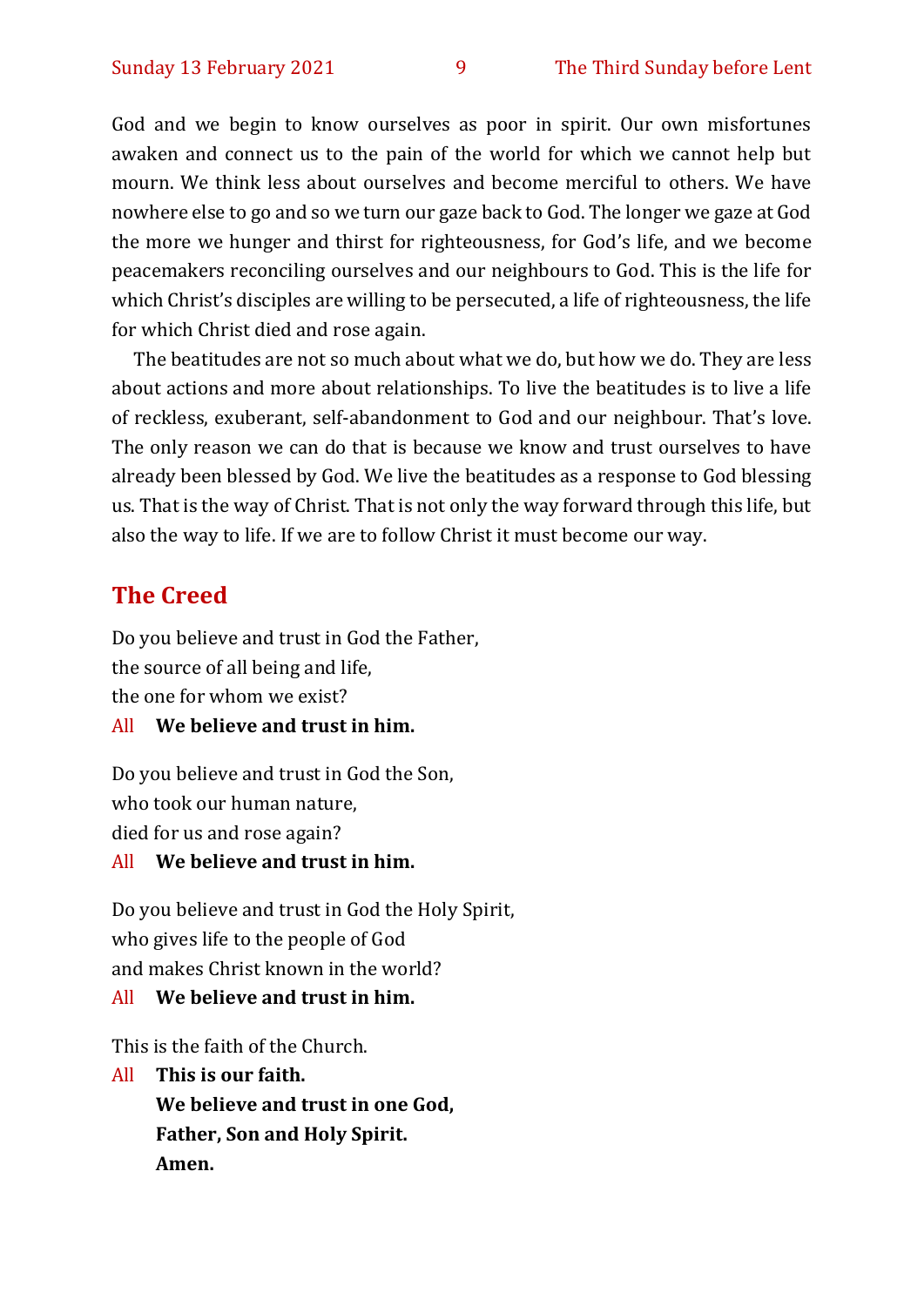God and we begin to know ourselves as poor in spirit. Our own misfortunes awaken and connect us to the pain of the world for which we cannot help but mourn. We think less about ourselves and become merciful to others. We have nowhere else to go and so we turn our gaze back to God. The longer we gaze at God the more we hunger and thirst for righteousness, for God's life, and we become peacemakers reconciling ourselves and our neighbours to God. This is the life for which Christ's disciples are willing to be persecuted, a life of righteousness, the life for which Christ died and rose again.

The beatitudes are not so much about what we do, but how we do. They are less about actions and more about relationships. To live the beatitudes is to live a life of reckless, exuberant, self-abandonment to God and our neighbour. That's love. The only reason we can do that is because we know and trust ourselves to have already been blessed by God. We live the beatitudes as a response to God blessing us. That is the way of Christ. That is not only the way forward through this life, but also the way to life. If we are to follow Christ it must become our way.

## The Creed

Do you believe and trust in God the Father,  
the source of all being and life,  
the one for whom we exist?

All **We believe and trust in him.**

Do you believe and trust in God the Son,  
who took our human nature,  
died for us and rose again?

All **We believe and trust in him.**

Do you believe and trust in God the Holy Spirit,  
who gives life to the people of God  
and makes Christ known in the world?

All **We believe and trust in him.**

This is the faith of the Church.

All **This is our faith.**  
**We believe and trust in one God,**  
**Father, Son and Holy Spirit.**  
**Amen.**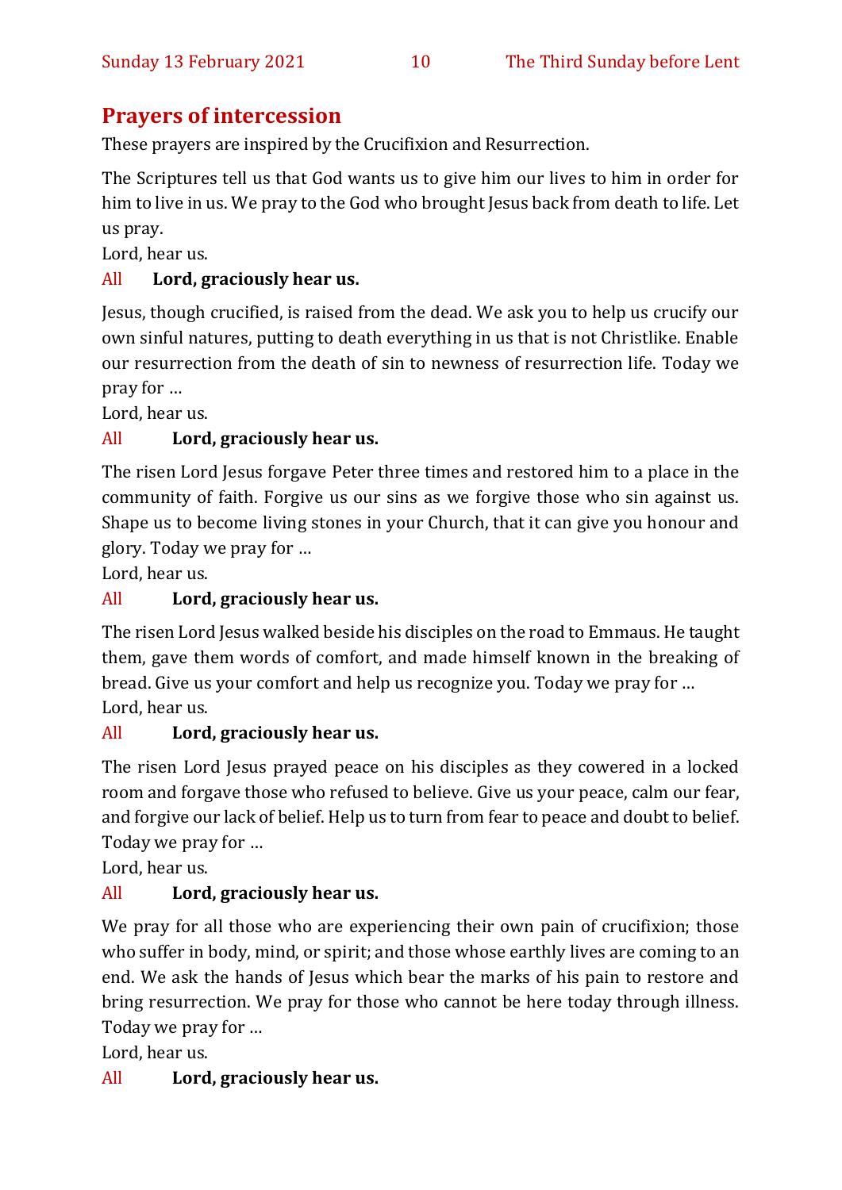## Prayers of intercession

These prayers are inspired by the Crucifixion and Resurrection.

The Scriptures tell us that God wants us to give him our lives to him in order for him to live in us. We pray to the God who brought Jesus back from death to life. Let us pray.

Lord, hear us.

All **Lord, graciously hear us.**

Jesus, though crucified, is raised from the dead. We ask you to help us crucify our own sinful natures, putting to death everything in us that is not Christlike. Enable our resurrection from the death of sin to newness of resurrection life. Today we pray for …

Lord, hear us.

All **Lord, graciously hear us.**

The risen Lord Jesus forgave Peter three times and restored him to a place in the community of faith. Forgive us our sins as we forgive those who sin against us. Shape us to become living stones in your Church, that it can give you honour and glory. Today we pray for …

Lord, hear us.

All **Lord, graciously hear us.**

The risen Lord Jesus walked beside his disciples on the road to Emmaus. He taught them, gave them words of comfort, and made himself known in the breaking of bread. Give us your comfort and help us recognize you. Today we pray for …

Lord, hear us.

All **Lord, graciously hear us.**

The risen Lord Jesus prayed peace on his disciples as they cowered in a locked room and forgave those who refused to believe. Give us your peace, calm our fear, and forgive our lack of belief. Help us to turn from fear to peace and doubt to belief. Today we pray for …

Lord, hear us.

All **Lord, graciously hear us.**

We pray for all those who are experiencing their own pain of crucifixion; those who suffer in body, mind, or spirit; and those whose earthly lives are coming to an end. We ask the hands of Jesus which bear the marks of his pain to restore and bring resurrection. We pray for those who cannot be here today through illness. Today we pray for …

Lord, hear us.

All **Lord, graciously hear us.**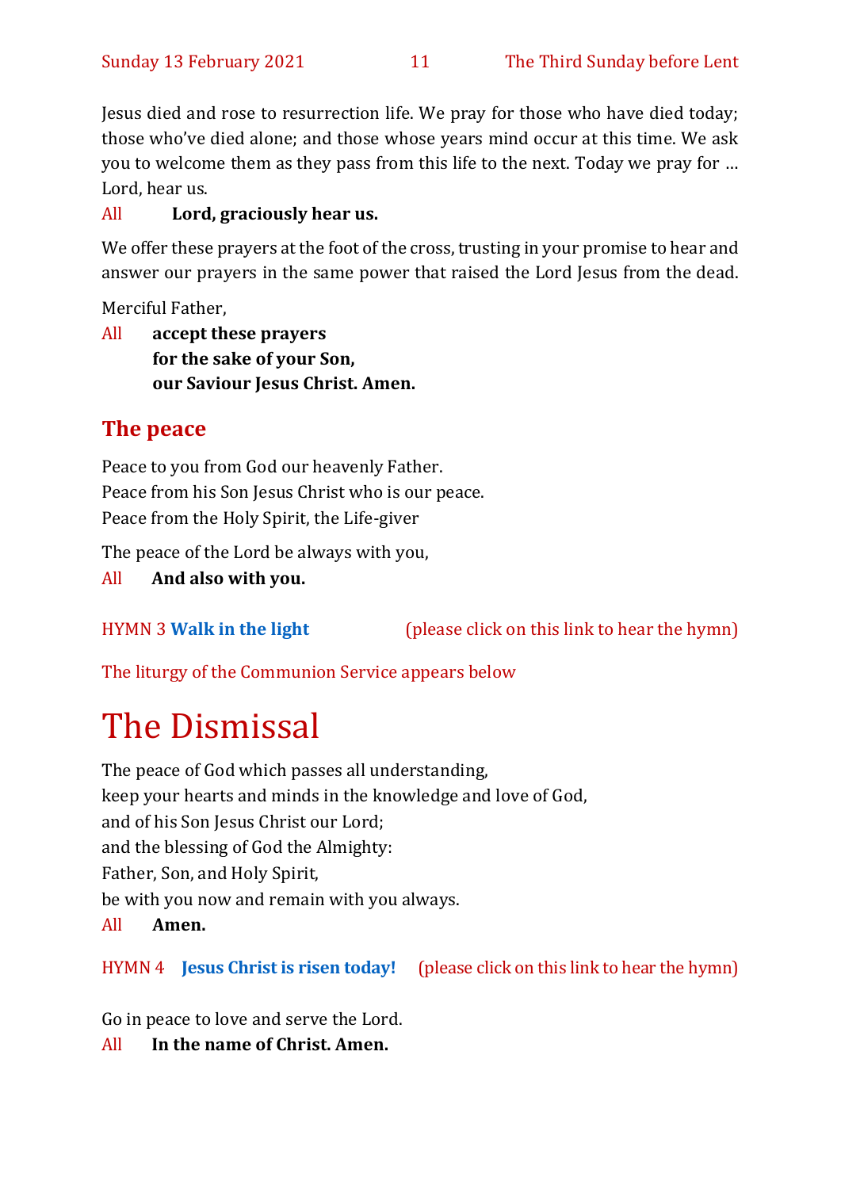Jesus died and rose to resurrection life. We pray for those who have died today; those who've died alone; and those whose years mind occur at this time. We ask you to welcome them as they pass from this life to the next. Today we pray for … Lord, hear us.

All **Lord, graciously hear us.**

We offer these prayers at the foot of the cross, trusting in your promise to hear and answer our prayers in the same power that raised the Lord Jesus from the dead.

Merciful Father,

All **accept these prayers**
**for the sake of your Son,**
**our Saviour Jesus Christ. Amen.**

## The peace

Peace to you from God our heavenly Father.
Peace from his Son Jesus Christ who is our peace.
Peace from the Holy Spirit, the Life-giver

The peace of the Lord be always with you,

All **And also with you.**

HYMN 3 **Walk in the light** (please click on this link to hear the hymn)

The liturgy of the Communion Service appears below

# The Dismissal

The peace of God which passes all understanding,
keep your hearts and minds in the knowledge and love of God,
and of his Son Jesus Christ our Lord;
and the blessing of God the Almighty:
Father, Son, and Holy Spirit,
be with you now and remain with you always.

All **Amen.**

HYMN 4 **Jesus Christ is risen today!** (please click on this link to hear the hymn)

Go in peace to love and serve the Lord.

All **In the name of Christ. Amen.**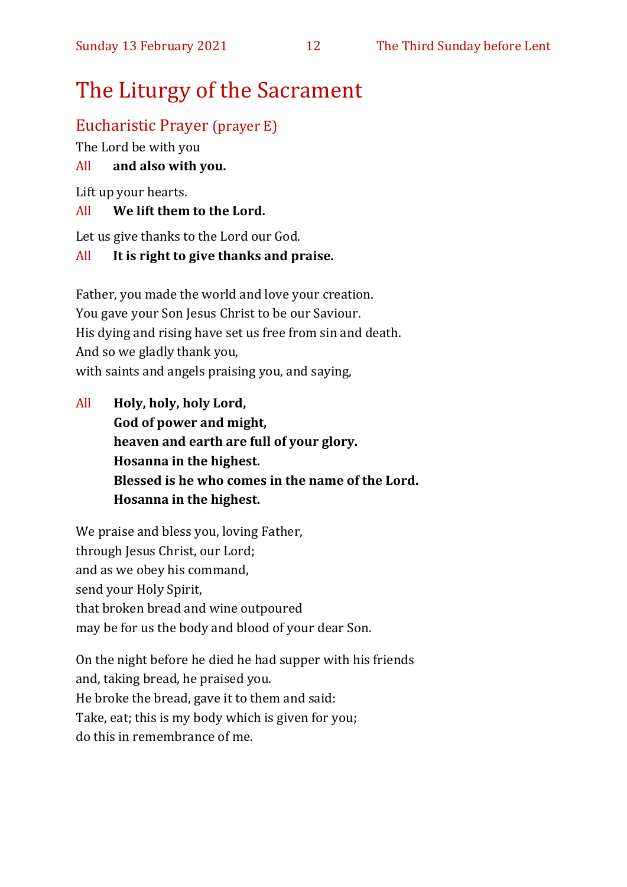# The Liturgy of the Sacrament

## Eucharistic Prayer (prayer E)

The Lord be with you

All **and also with you.**

Lift up your hearts.

All **We lift them to the Lord.**

Let us give thanks to the Lord our God.

All **It is right to give thanks and praise.**

Father, you made the world and love your creation.
You gave your Son Jesus Christ to be our Saviour.
His dying and rising have set us free from sin and death.
And so we gladly thank you,
with saints and angels praising you, and saying,

All **Holy, holy, holy Lord,**
**God of power and might,**
**heaven and earth are full of your glory.**
**Hosanna in the highest.**
**Blessed is he who comes in the name of the Lord.**
**Hosanna in the highest.**

We praise and bless you, loving Father,
through Jesus Christ, our Lord;
and as we obey his command,
send your Holy Spirit,
that broken bread and wine outpoured
may be for us the body and blood of your dear Son.

On the night before he died he had supper with his friends
and, taking bread, he praised you.
He broke the bread, gave it to them and said:
Take, eat; this is my body which is given for you;
do this in remembrance of me.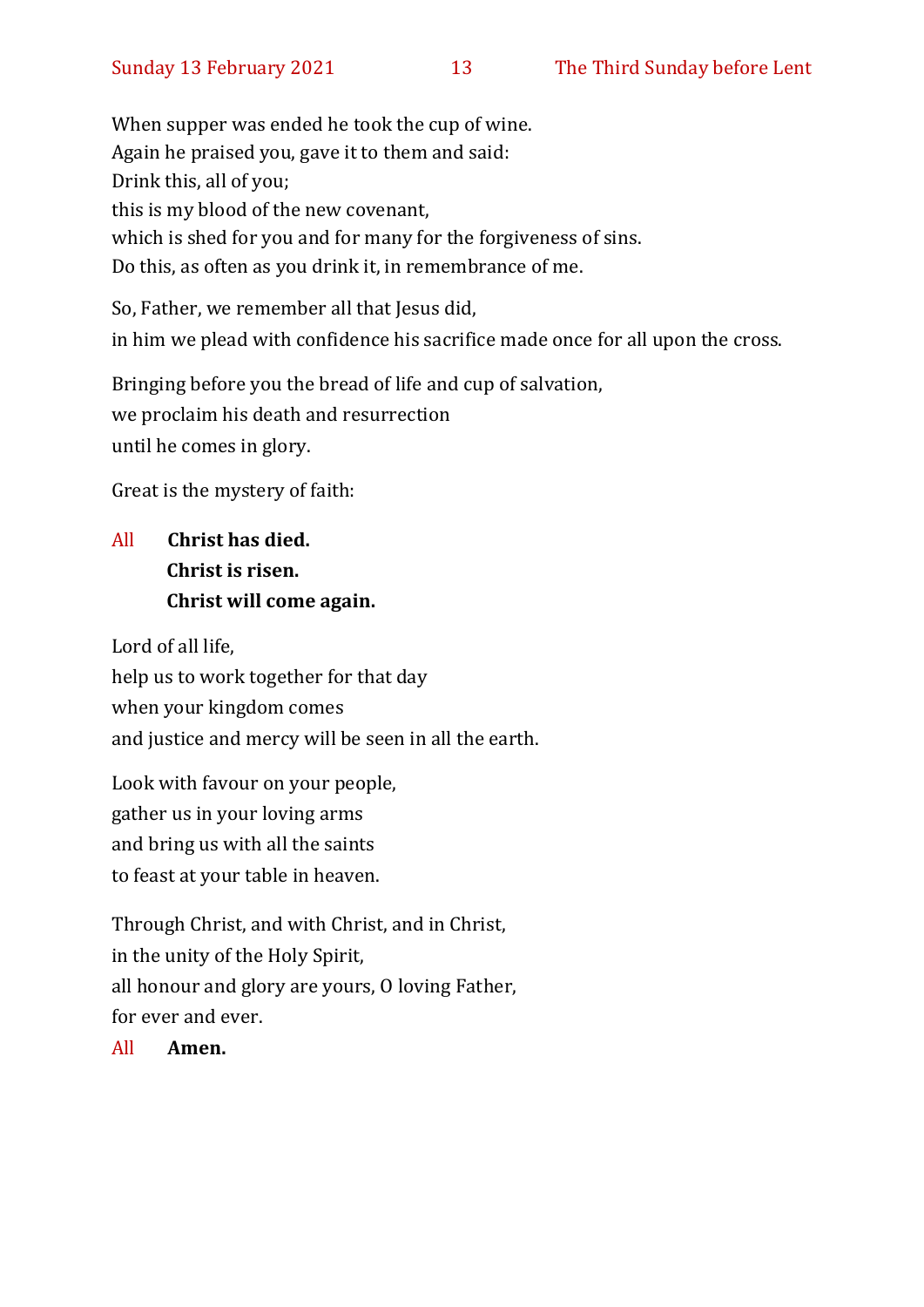When supper was ended he took the cup of wine.
Again he praised you, gave it to them and said:
Drink this, all of you;
this is my blood of the new covenant,
which is shed for you and for many for the forgiveness of sins.
Do this, as often as you drink it, in remembrance of me.

So, Father, we remember all that Jesus did,
in him we plead with confidence his sacrifice made once for all upon the cross.

Bringing before you the bread of life and cup of salvation,
we proclaim his death and resurrection
until he comes in glory.

Great is the mystery of faith:

All **Christ has died.**
**Christ is risen.**
**Christ will come again.**

Lord of all life,
help us to work together for that day
when your kingdom comes
and justice and mercy will be seen in all the earth.

Look with favour on your people,
gather us in your loving arms
and bring us with all the saints
to feast at your table in heaven.

Through Christ, and with Christ, and in Christ,
in the unity of the Holy Spirit,
all honour and glory are yours, O loving Father,
for ever and ever.

All **Amen.**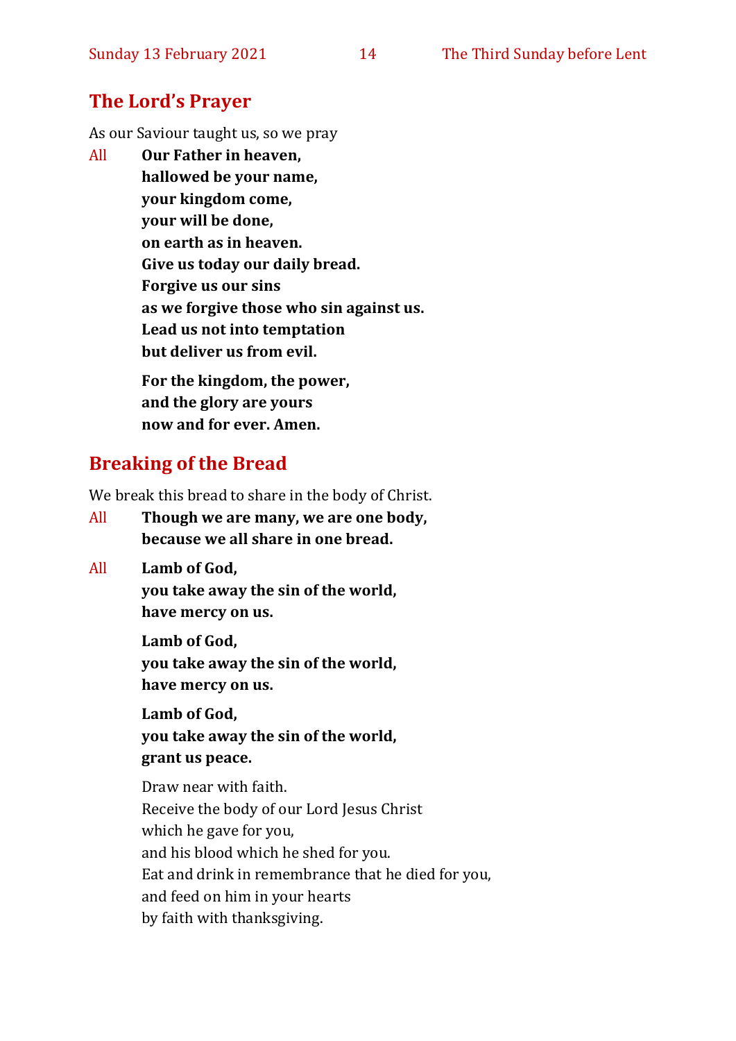## The Lord's Prayer

As our Saviour taught us, so we pray

All **Our Father in heaven,**
**hallowed be your name,**
**your kingdom come,**
**your will be done,**
**on earth as in heaven.**
**Give us today our daily bread.**
**Forgive us our sins**
**as we forgive those who sin against us.**
**Lead us not into temptation**
**but deliver us from evil.**

**For the kingdom, the power,**
**and the glory are yours**
**now and for ever. Amen.**

## Breaking of the Bread

We break this bread to share in the body of Christ.

All **Though we are many, we are one body,**
**because we all share in one bread.**

All **Lamb of God,**
**you take away the sin of the world,**
**have mercy on us.**

**Lamb of God,**
**you take away the sin of the world,**
**have mercy on us.**

**Lamb of God,**
**you take away the sin of the world,**
**grant us peace.**

Draw near with faith.
Receive the body of our Lord Jesus Christ
which he gave for you,
and his blood which he shed for you.
Eat and drink in remembrance that he died for you,
and feed on him in your hearts
by faith with thanksgiving.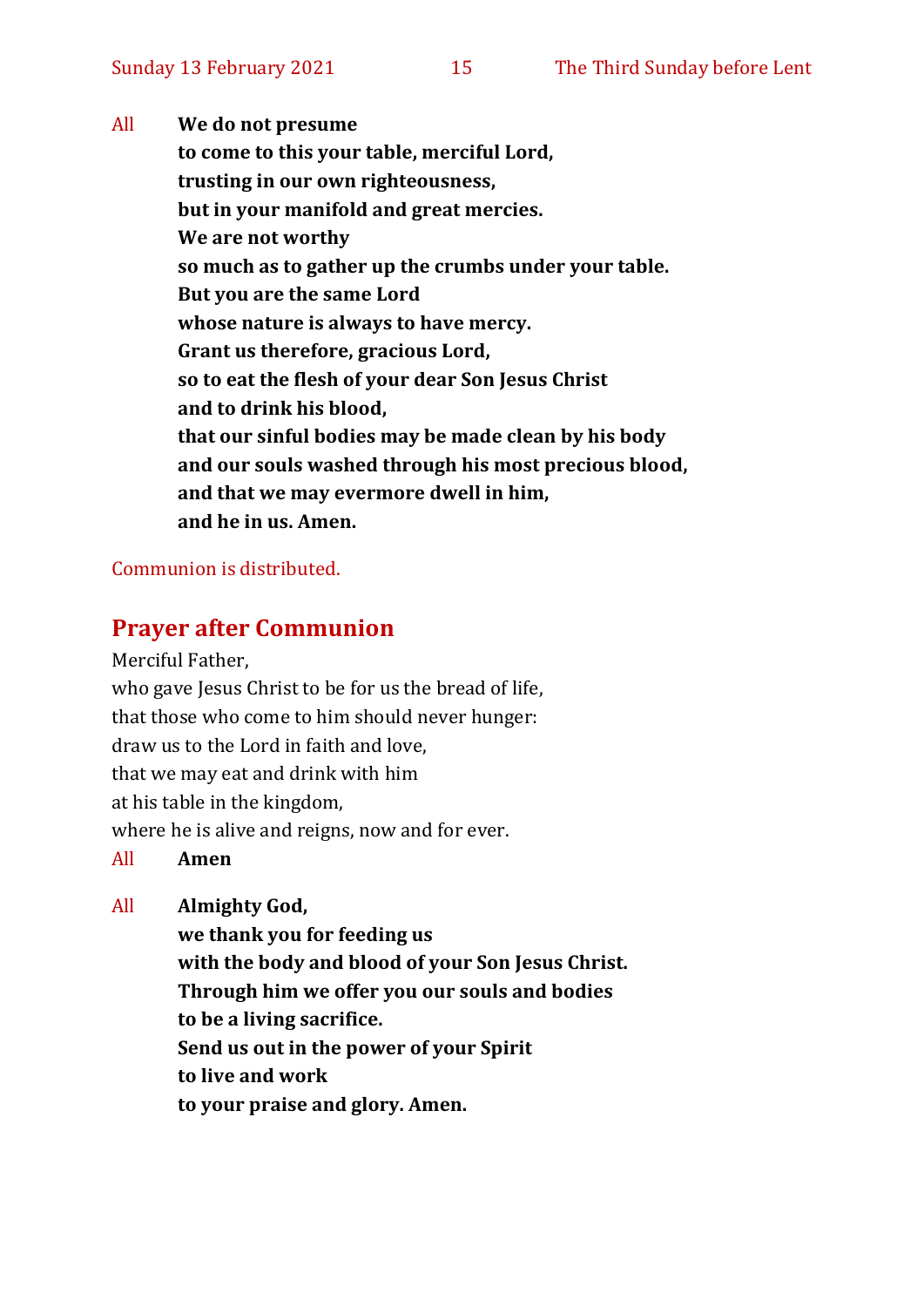All **We do not presume**
**to come to this your table, merciful Lord,**
**trusting in our own righteousness,**
**but in your manifold and great mercies.**
**We are not worthy**
**so much as to gather up the crumbs under your table.**
**But you are the same Lord**
**whose nature is always to have mercy.**
**Grant us therefore, gracious Lord,**
**so to eat the flesh of your dear Son Jesus Christ**
**and to drink his blood,**
**that our sinful bodies may be made clean by his body**
**and our souls washed through his most precious blood,**
**and that we may evermore dwell in him,**
**and he in us. Amen.**

Communion is distributed.

## Prayer after Communion

Merciful Father,
who gave Jesus Christ to be for us the bread of life,
that those who come to him should never hunger:
draw us to the Lord in faith and love,
that we may eat and drink with him
at his table in the kingdom,
where he is alive and reigns, now and for ever.

All **Amen**

All **Almighty God,**
**we thank you for feeding us**
**with the body and blood of your Son Jesus Christ.**
**Through him we offer you our souls and bodies**
**to be a living sacrifice.**
**Send us out in the power of your Spirit**
**to live and work**
**to your praise and glory. Amen.**